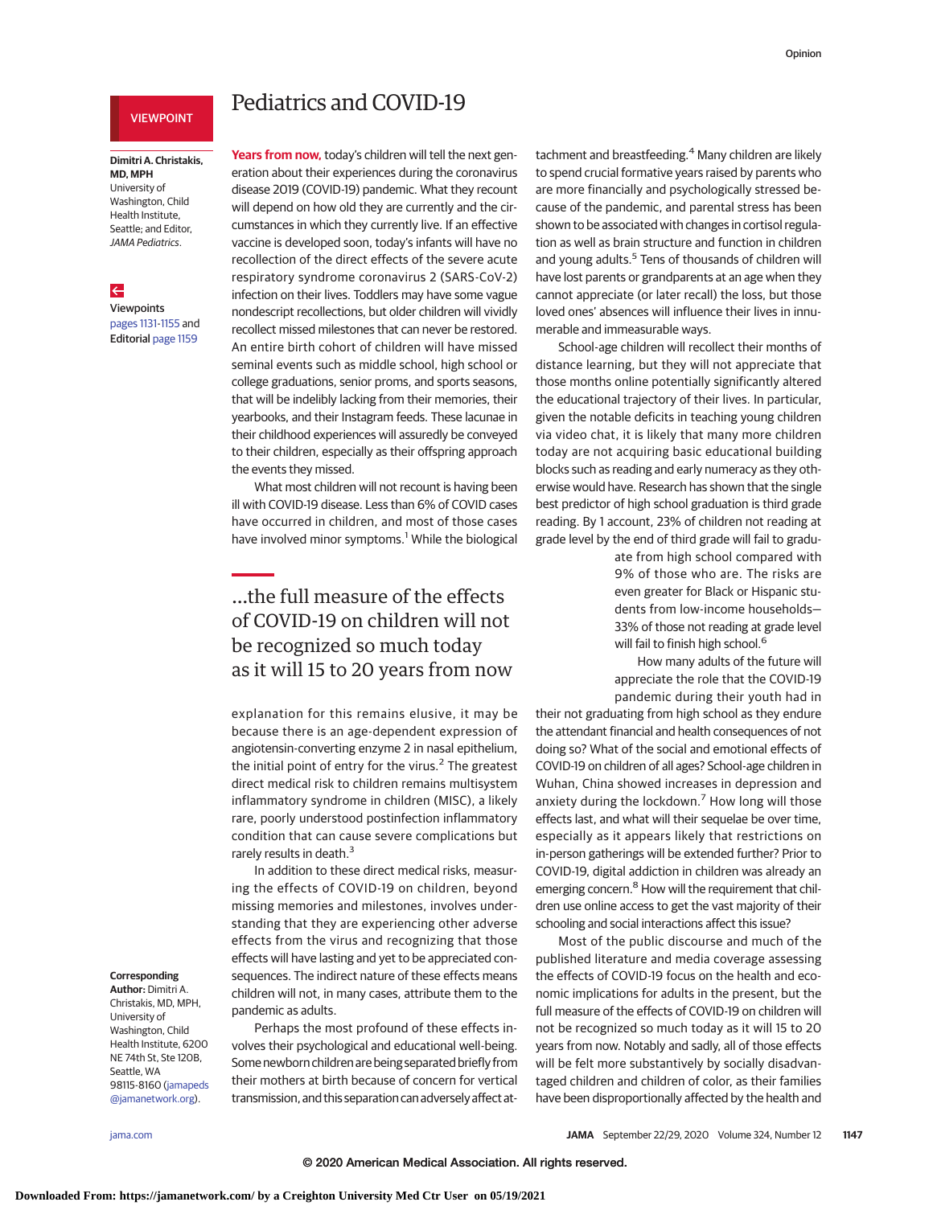VIEWPOINT

# Pediatrics and COVID-19

**Dimitri A. Christakis, MD, MPH**
University of Washington, Child Health Institute, Seattle; and Editor, *JAMA Pediatrics*.

Viewpoints pages 1131-1155 and Editorial page 1159

**Years from now,** today's children will tell the next generation about their experiences during the coronavirus disease 2019 (COVID-19) pandemic. What they recount will depend on how old they are currently and the circumstances in which they currently live. If an effective vaccine is developed soon, today's infants will have no recollection of the direct effects of the severe acute respiratory syndrome coronavirus 2 (SARS-CoV-2) infection on their lives. Toddlers may have some vague nondescript recollections, but older children will vividly recollect missed milestones that can never be restored. An entire birth cohort of children will have missed seminal events such as middle school, high school or college graduations, senior proms, and sports seasons, that will be indelibly lacking from their memories, their yearbooks, and their Instagram feeds. These lacunae in their childhood experiences will assuredly be conveyed to their children, especially as their offspring approach the events they missed.

What most children will not recount is having been ill with COVID-19 disease. Less than 6% of COVID cases have occurred in children, and most of those cases have involved minor symptoms.[1] While the biological explanation for this remains elusive, it may be because there is an age-dependent expression of angiotensin-converting enzyme 2 in nasal epithelium, the initial point of entry for the virus.[2] The greatest direct medical risk to children remains multisystem inflammatory syndrome in children (MISC), a likely rare, poorly understood postinfection inflammatory condition that can cause severe complications but rarely results in death.[3]

> ...the full measure of the effects of COVID-19 on children will not be recognized so much today as it will 15 to 20 years from now

In addition to these direct medical risks, measuring the effects of COVID-19 on children, beyond missing memories and milestones, involves understanding that they are experiencing other adverse effects from the virus and recognizing that those effects will have lasting and yet to be appreciated consequences. The indirect nature of these effects means children will not, in many cases, attribute them to the pandemic as adults.

Perhaps the most profound of these effects involves their psychological and educational well-being. Some newborn children are being separated briefly from their mothers at birth because of concern for vertical transmission, and this separation can adversely affect attachment and breastfeeding.[4] Many children are likely to spend crucial formative years raised by parents who are more financially and psychologically stressed because of the pandemic, and parental stress has been shown to be associated with changes in cortisol regulation as well as brain structure and function in children and young adults.[5] Tens of thousands of children will have lost parents or grandparents at an age when they cannot appreciate (or later recall) the loss, but those loved ones' absences will influence their lives in innumerable and immeasurable ways.

School-age children will recollect their months of distance learning, but they will not appreciate that those months online potentially significantly altered the educational trajectory of their lives. In particular, given the notable deficits in teaching young children via video chat, it is likely that many more children today are not acquiring basic educational building blocks such as reading and early numeracy as they otherwise would have. Research has shown that the single best predictor of high school graduation is third grade reading. By 1 account, 23% of children not reading at grade level by the end of third grade will fail to graduate from high school compared with 9% of those who are. The risks are even greater for Black or Hispanic students from low-income households—33% of those not reading at grade level will fail to finish high school.[6]

How many adults of the future will appreciate the role that the COVID-19 pandemic during their youth had in their not graduating from high school as they endure the attendant financial and health consequences of not doing so? What of the social and emotional effects of COVID-19 on children of all ages? School-age children in Wuhan, China showed increases in depression and anxiety during the lockdown.[7] How long will those effects last, and what will their sequelae be over time, especially as it appears likely that restrictions on in-person gatherings will be extended further? Prior to COVID-19, digital addiction in children was already an emerging concern.[8] How will the requirement that children use online access to get the vast majority of their schooling and social interactions affect this issue?

Most of the public discourse and much of the published literature and media coverage assessing the effects of COVID-19 focus on the health and economic implications for adults in the present, but the full measure of the effects of COVID-19 on children will not be recognized so much today as it will 15 to 20 years from now. Notably and sadly, all of those effects will be felt more substantively by socially disadvantaged children and children of color, as their families have been disproportionally affected by the health and

**Corresponding Author:** Dimitri A. Christakis, MD, MPH, University of Washington, Child Health Institute, 6200 NE 74th St, Ste 120B, Seattle, WA 98115-8160 (jamapeds@jamanetwork.org).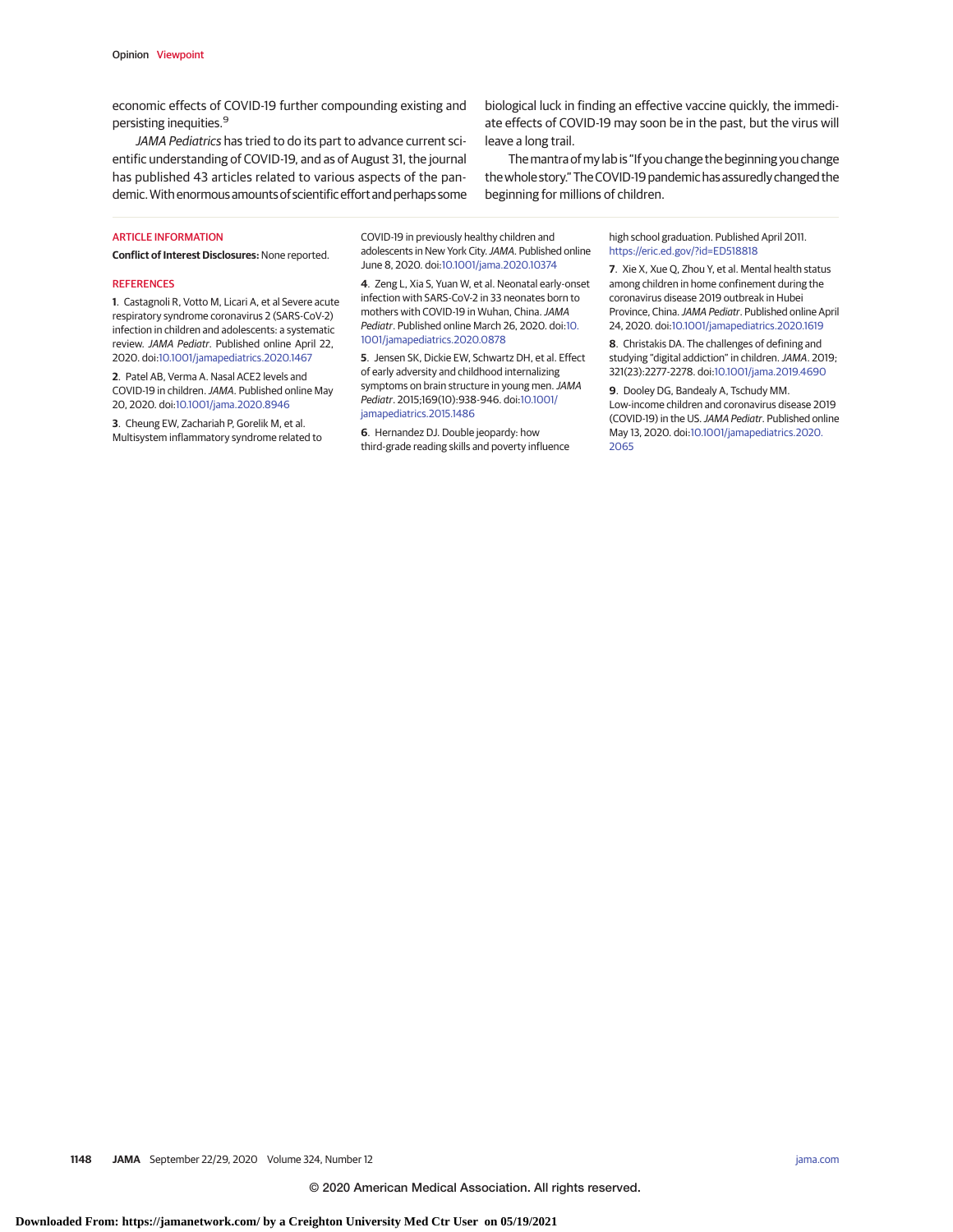economic effects of COVID-19 further compounding existing and persisting inequities.[9]

*JAMA Pediatrics* has tried to do its part to advance current scientific understanding of COVID-19, and as of August 31, the journal has published 43 articles related to various aspects of the pandemic. With enormous amounts of scientific effort and perhaps some biological luck in finding an effective vaccine quickly, the immediate effects of COVID-19 may soon be in the past, but the virus will leave a long trail.

The mantra of my lab is "If you change the beginning you change the whole story." The COVID-19 pandemic has assuredly changed the beginning for millions of children.

## ARTICLE INFORMATION

**Conflict of Interest Disclosures:** None reported.

## REFERENCES

1. Castagnoli R, Votto M, Licari A, et al Severe acute respiratory syndrome coronavirus 2 (SARS-CoV-2) infection in children and adolescents: a systematic review. *JAMA Pediatr*. Published online April 22, 2020. doi:10.1001/jamapediatrics.2020.1467

2. Patel AB, Verma A. Nasal ACE2 levels and COVID-19 in children. *JAMA*. Published online May 20, 2020. doi:10.1001/jama.2020.8946

3. Cheung EW, Zachariah P, Gorelik M, et al. Multisystem inflammatory syndrome related to COVID-19 in previously healthy children and adolescents in New York City. *JAMA*. Published online June 8, 2020. doi:10.1001/jama.2020.10374

4. Zeng L, Xia S, Yuan W, et al. Neonatal early-onset infection with SARS-CoV-2 in 33 neonates born to mothers with COVID-19 in Wuhan, China. *JAMA Pediatr*. Published online March 26, 2020. doi:10.1001/jamapediatrics.2020.0878

5. Jensen SK, Dickie EW, Schwartz DH, et al. Effect of early adversity and childhood internalizing symptoms on brain structure in young men. *JAMA Pediatr*. 2015;169(10):938-946. doi:10.1001/jamapediatrics.2015.1486

6. Hernandez DJ. Double jeopardy: how third-grade reading skills and poverty influence high school graduation. Published April 2011. https://eric.ed.gov/?id=ED518818

7. Xie X, Xue Q, Zhou Y, et al. Mental health status among children in home confinement during the coronavirus disease 2019 outbreak in Hubei Province, China. *JAMA Pediatr*. Published online April 24, 2020. doi:10.1001/jamapediatrics.2020.1619

8. Christakis DA. The challenges of defining and studying "digital addiction" in children. *JAMA*. 2019;321(23):2277-2278. doi:10.1001/jama.2019.4690

9. Dooley DG, Bandealy A, Tschudy MM. Low-income children and coronavirus disease 2019 (COVID-19) in the US. *JAMA Pediatr*. Published online May 13, 2020. doi:10.1001/jamapediatrics.2020.2065